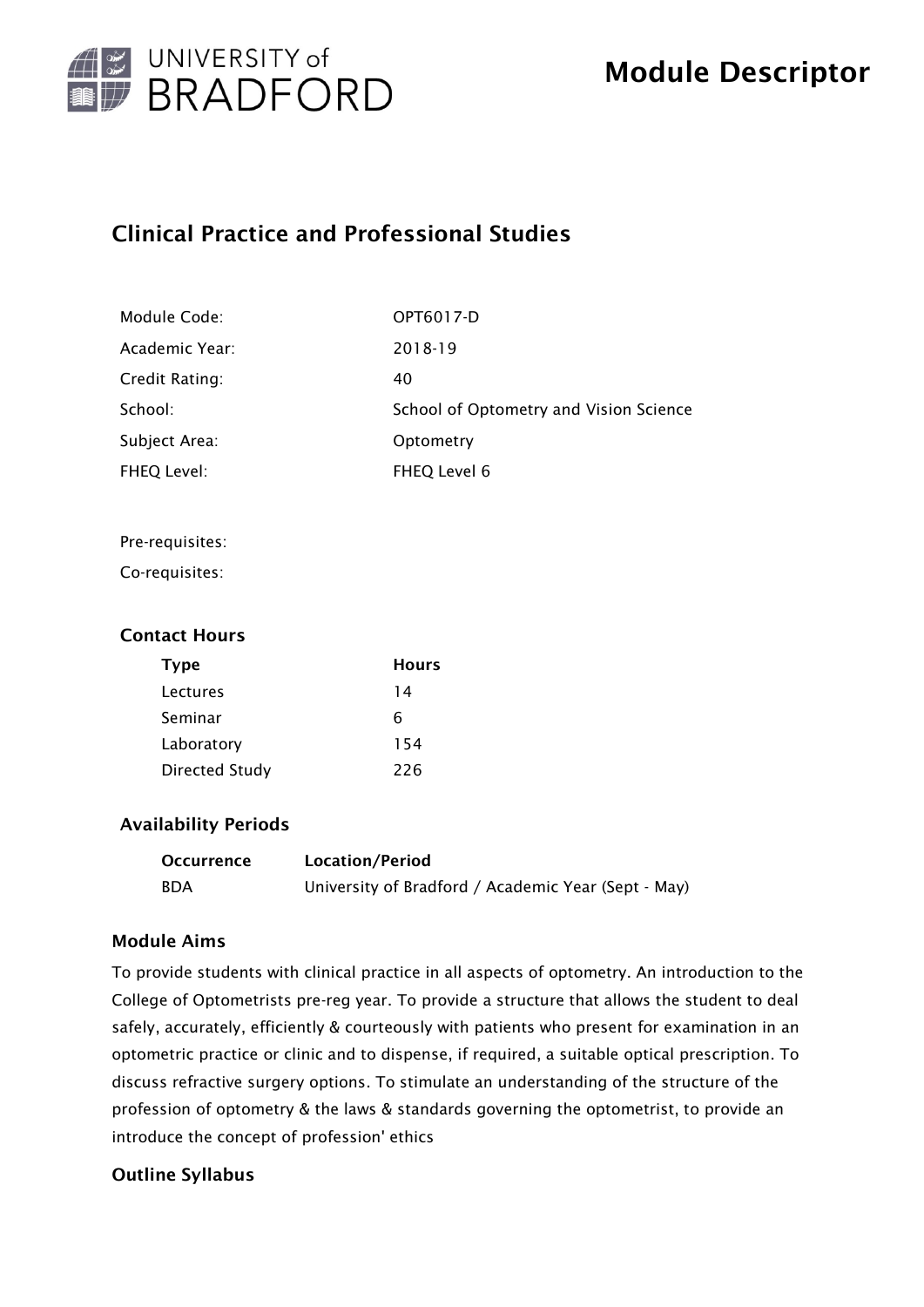# Module Descriptor

UNIVERSITY of BRADFORD

## Clinical Practice and Professional Studies

| | |
|---|---|
| Module Code: | OPT6017-D |
| Academic Year: | 2018-19 |
| Credit Rating: | 40 |
| School: | School of Optometry and Vision Science |
| Subject Area: | Optometry |
| FHEQ Level: | FHEQ Level 6 |

Pre-requisites:

Co-requisites:

### Contact Hours

| Type | Hours |
|---|---|
| Lectures | 14 |
| Seminar | 6 |
| Laboratory | 154 |
| Directed Study | 226 |

### Availability Periods

| Occurrence | Location/Period |
|---|---|
| BDA | University of Bradford / Academic Year (Sept - May) |

### Module Aims

To provide students with clinical practice in all aspects of optometry. An introduction to the College of Optometrists pre-reg year. To provide a structure that allows the student to deal safely, accurately, efficiently & courteously with patients who present for examination in an optometric practice or clinic and to dispense, if required, a suitable optical prescription. To discuss refractive surgery options. To stimulate an understanding of the structure of the profession of optometry & the laws & standards governing the optometrist, to provide an introduce the concept of profession' ethics

### Outline Syllabus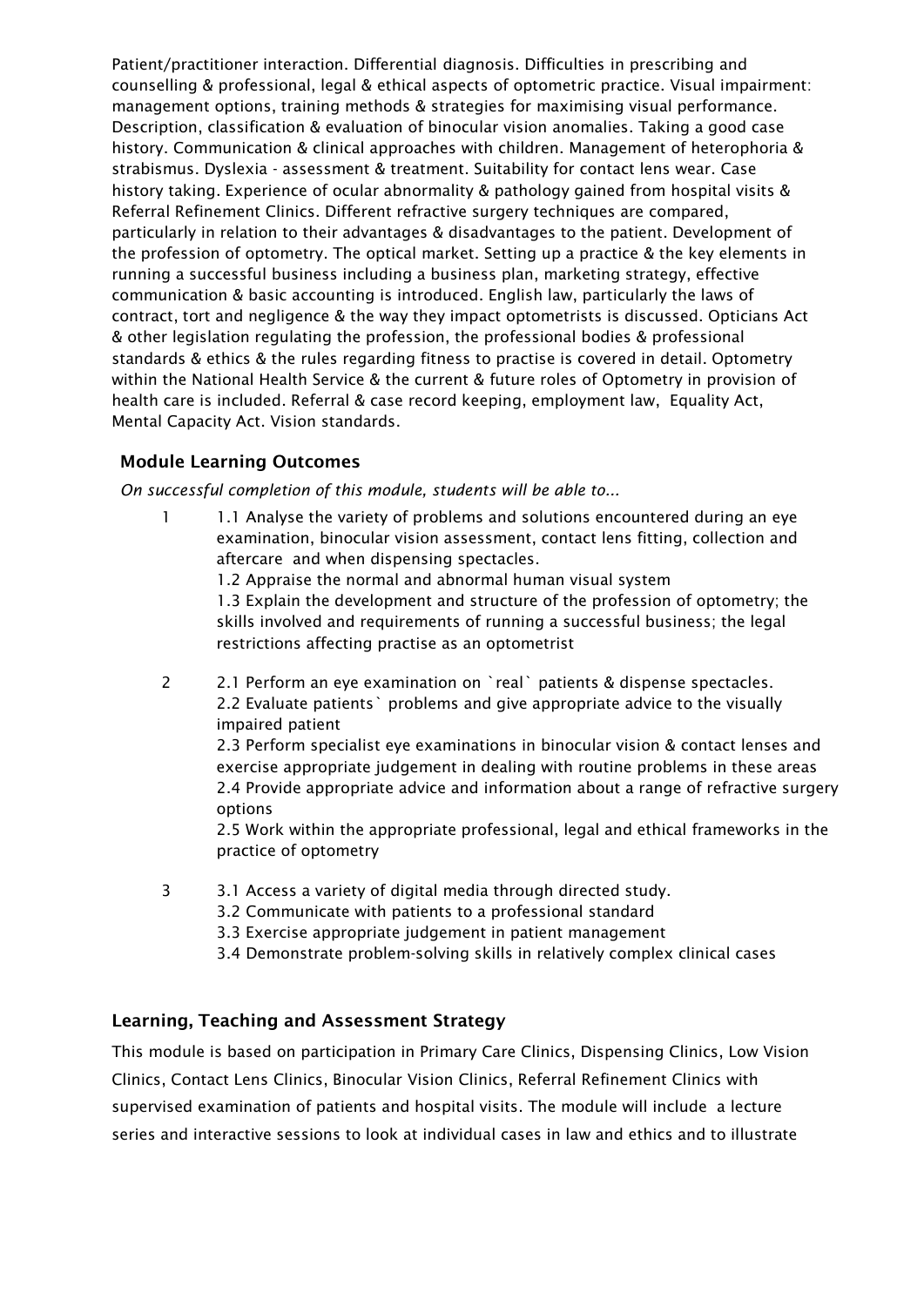Patient/practitioner interaction. Differential diagnosis. Difficulties in prescribing and counselling & professional, legal & ethical aspects of optometric practice. Visual impairment: management options, training methods & strategies for maximising visual performance. Description, classification & evaluation of binocular vision anomalies. Taking a good case history. Communication & clinical approaches with children. Management of heterophoria & strabismus. Dyslexia - assessment & treatment. Suitability for contact lens wear. Case history taking. Experience of ocular abnormality & pathology gained from hospital visits & Referral Refinement Clinics. Different refractive surgery techniques are compared, particularly in relation to their advantages & disadvantages to the patient. Development of the profession of optometry. The optical market. Setting up a practice & the key elements in running a successful business including a business plan, marketing strategy, effective communication & basic accounting is introduced. English law, particularly the laws of contract, tort and negligence & the way they impact optometrists is discussed. Opticians Act & other legislation regulating the profession, the professional bodies & professional standards & ethics & the rules regarding fitness to practise is covered in detail. Optometry within the National Health Service & the current & future roles of Optometry in provision of health care is included. Referral & case record keeping, employment law, Equality Act, Mental Capacity Act. Vision standards.

### Module Learning Outcomes

*On successful completion of this module, students will be able to...*

1. 1.1 Analyse the variety of problems and solutions encountered during an eye examination, binocular vision assessment, contact lens fitting, collection and aftercare and when dispensing spectacles.
   1.2 Appraise the normal and abnormal human visual system
   1.3 Explain the development and structure of the profession of optometry; the skills involved and requirements of running a successful business; the legal restrictions affecting practise as an optometrist

2. 2.1 Perform an eye examination on `real` patients & dispense spectacles.
   2.2 Evaluate patients` problems and give appropriate advice to the visually impaired patient
   2.3 Perform specialist eye examinations in binocular vision & contact lenses and exercise appropriate judgement in dealing with routine problems in these areas
   2.4 Provide appropriate advice and information about a range of refractive surgery options
   2.5 Work within the appropriate professional, legal and ethical frameworks in the practice of optometry

3. 3.1 Access a variety of digital media through directed study.
   3.2 Communicate with patients to a professional standard
   3.3 Exercise appropriate judgement in patient management
   3.4 Demonstrate problem-solving skills in relatively complex clinical cases

### Learning, Teaching and Assessment Strategy

This module is based on participation in Primary Care Clinics, Dispensing Clinics, Low Vision Clinics, Contact Lens Clinics, Binocular Vision Clinics, Referral Refinement Clinics with supervised examination of patients and hospital visits. The module will include a lecture series and interactive sessions to look at individual cases in law and ethics and to illustrate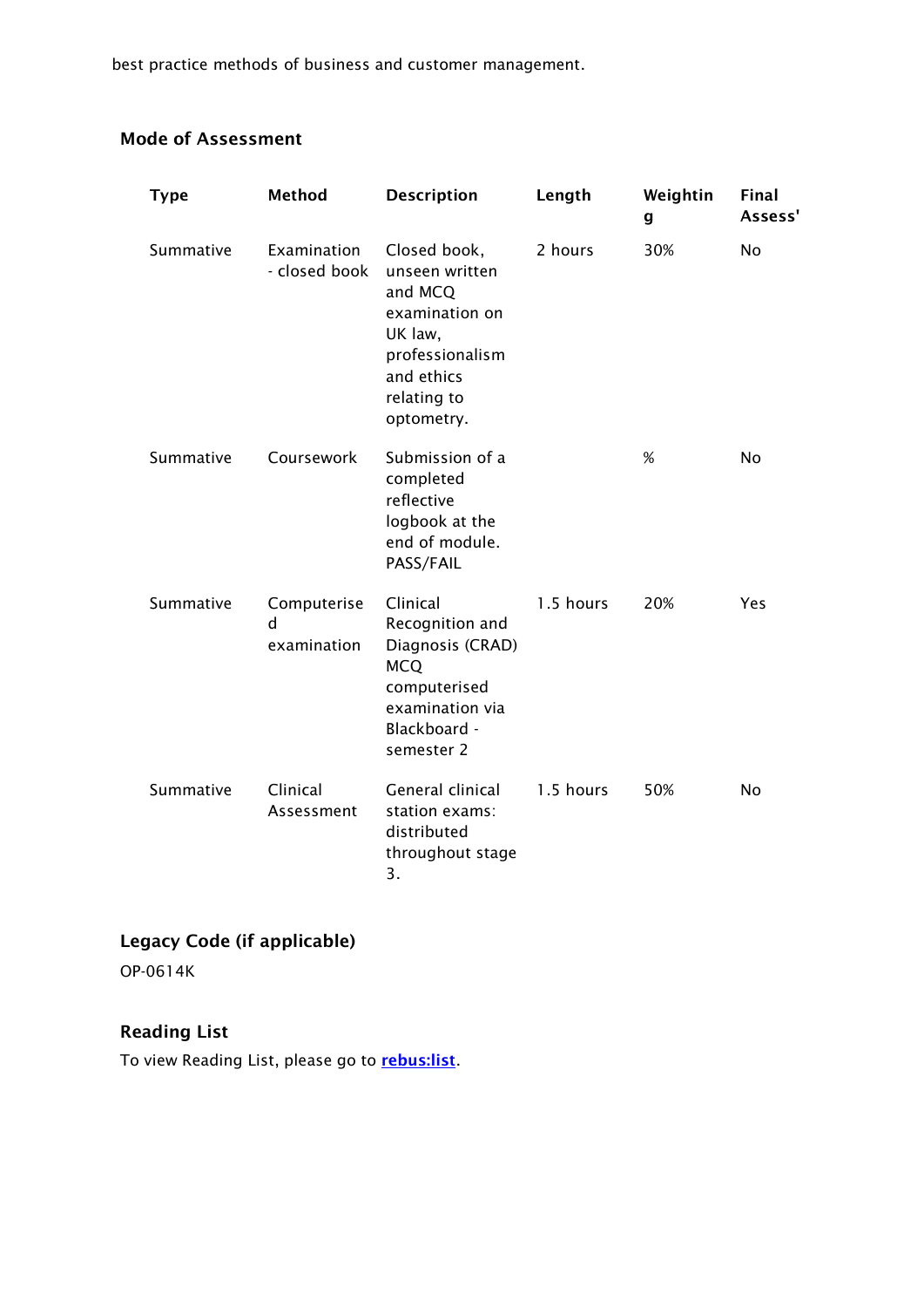best practice methods of business and customer management.

## Mode of Assessment

| Type | Method | Description | Length | Weighting | Final Assess' |
|---|---|---|---|---|---|
| Summative | Examination - closed book | Closed book, unseen written and MCQ examination on UK law, professionalism and ethics relating to optometry. | 2 hours | 30% | No |
| Summative | Coursework | Submission of a completed reflective logbook at the end of module. PASS/FAIL | | % | No |
| Summative | Computerised examination | Clinical Recognition and Diagnosis (CRAD) MCQ computerised examination via Blackboard - semester 2 | 1.5 hours | 20% | Yes |
| Summative | Clinical Assessment | General clinical station exams: distributed throughout stage 3. | 1.5 hours | 50% | No |

## Legacy Code (if applicable)

OP-0614K

## Reading List

To view Reading List, please go to **rebus:list**.